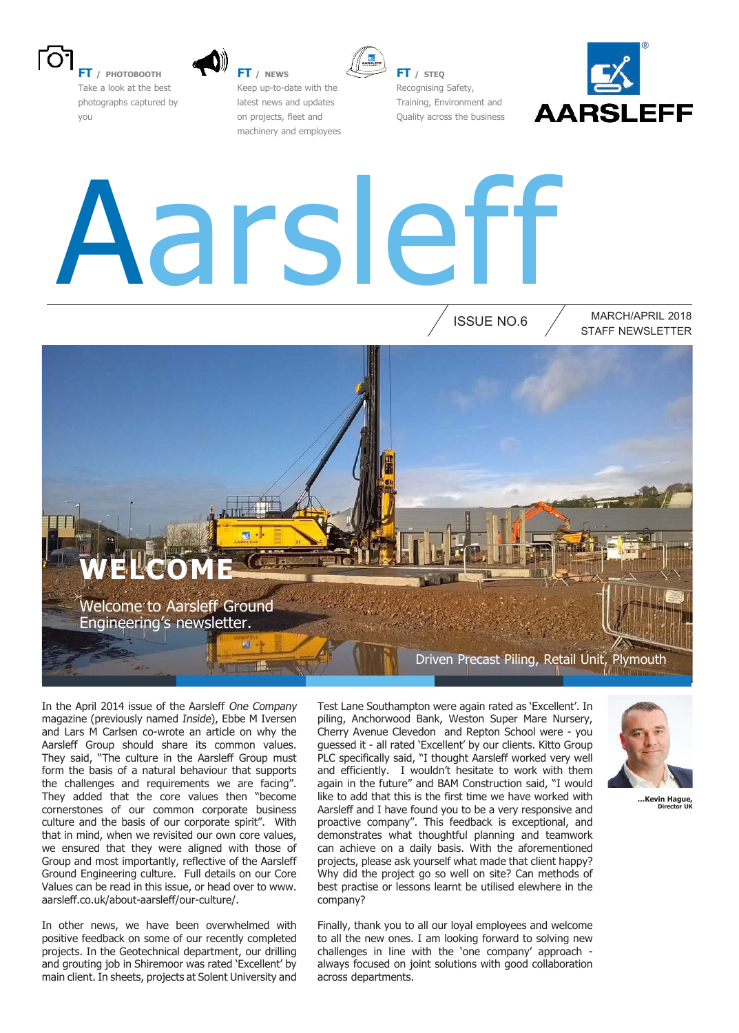**FT / PHOTOBOOTH**
Take a look at the best photographs captured by you

**FT / NEWS**
Keep up-to-date with the latest news and updates on projects, fleet and machinery and employees

**FT / STEQ**
Recognising Safety, Training, Environment and Quality across the business

AARSLEFF

# Aarsleff

ISSUE NO.6

MARCH/APRIL 2018
STAFF NEWSLETTER

## WELCOME

Welcome to Aarsleff Ground Engineering's newsletter.

Driven Precast Piling, Retail Unit, Plymouth

In the April 2014 issue of the Aarsleff *One Company* magazine (previously named *Inside*), Ebbe M Iversen and Lars M Carlsen co-wrote an article on why the Aarsleff Group should share its common values. They said, "The culture in the Aarsleff Group must form the basis of a natural behaviour that supports the challenges and requirements we are facing". They added that the core values then "become cornerstones of our common corporate business culture and the basis of our corporate spirit". With that in mind, when we revisited our own core values, we ensured that they were aligned with those of Group and most importantly, reflective of the Aarsleff Ground Engineering culture. Full details on our Core Values can be read in this issue, or head over to www.aarsleff.co.uk/about-aarsleff/our-culture/.

In other news, we have been overwhelmed with positive feedback on some of our recently completed projects. In the Geotechnical department, our drilling and grouting job in Shiremoor was rated 'Excellent' by main client. In sheets, projects at Solent University and Test Lane Southampton were again rated as 'Excellent'. In piling, Anchorwood Bank, Weston Super Mare Nursery, Cherry Avenue Clevedon and Repton School were - you guessed it - all rated 'Excellent' by our clients. Kitto Group PLC specifically said, "I thought Aarsleff worked very well and efficiently. I wouldn't hesitate to work with them again in the future" and BAM Construction said, "I would like to add that this is the first time we have worked with Aarsleff and I have found you to be a very responsive and proactive company". This feedback is exceptional, and demonstrates what thoughtful planning and teamwork can achieve on a daily basis. With the aforementioned projects, please ask yourself what made that client happy? Why did the project go so well on site? Can methods of best practise or lessons learnt be utilised elsewhere in the company?

Finally, thank you to all our loyal employees and welcome to all the new ones. I am looking forward to solving new challenges in line with the 'one company' approach - always focused on joint solutions with good collaboration across departments.

**...Kevin Hague,**
**Director UK**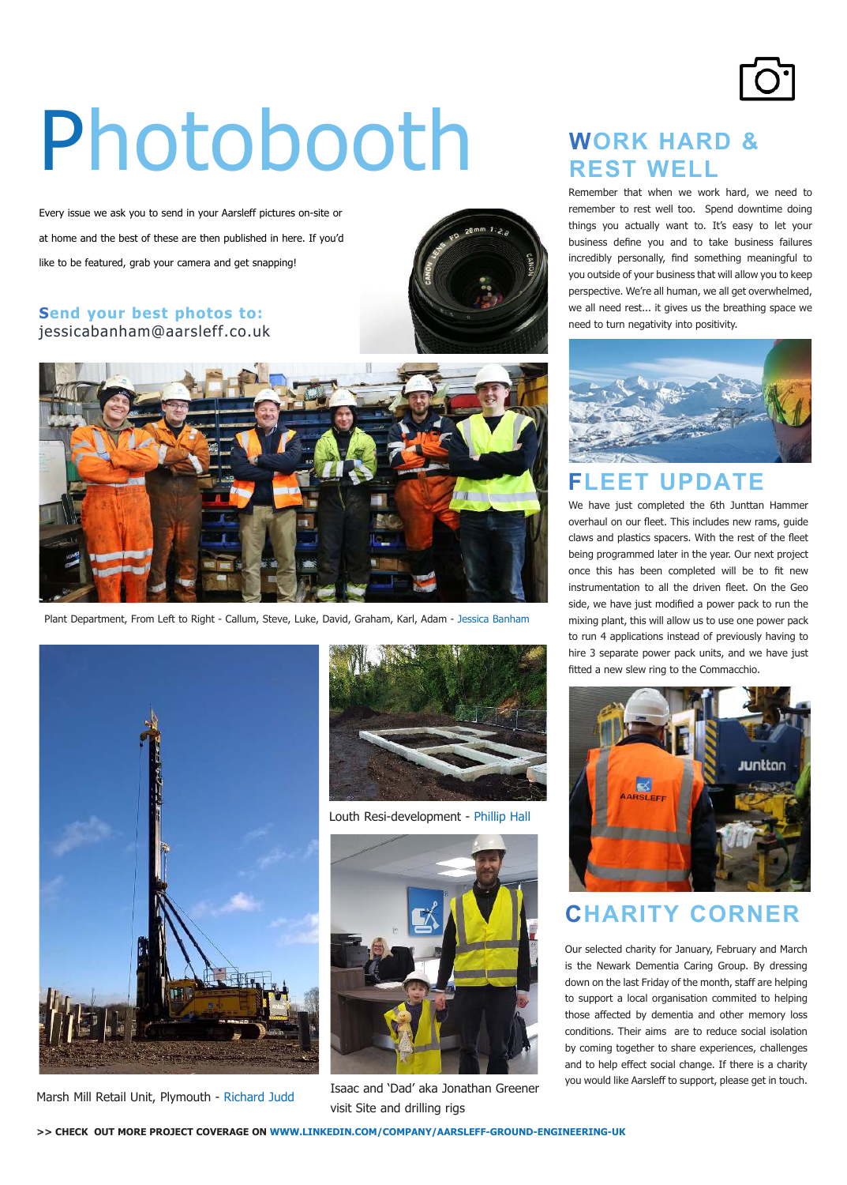# Photobooth

Every issue we ask you to send in your Aarsleff pictures on-site or at home and the best of these are then published in here. If you'd like to be featured, grab your camera and get snapping!

**Send your best photos to:**
jessicabanham@aarsleff.co.uk

Plant Department, From Left to Right - Callum, Steve, Luke, David, Graham, Karl, Adam - Jessica Banham

Louth Resi-development - Phillip Hall

Isaac and 'Dad' aka Jonathan Greener visit Site and drilling rigs

Marsh Mill Retail Unit, Plymouth - Richard Judd

## WORK HARD & REST WELL

Remember that when we work hard, we need to remember to rest well too. Spend downtime doing things you actually want to. It's easy to let your business define you and to take business failures incredibly personally, find something meaningful to you outside of your business that will allow you to keep perspective. We're all human, we all get overwhelmed, we all need rest... it gives us the breathing space we need to turn negativity into positivity.

## FLEET UPDATE

We have just completed the 6th Junttan Hammer overhaul on our fleet. This includes new rams, guide claws and plastics spacers. With the rest of the fleet being programmed later in the year. Our next project once this has been completed will be to fit new instrumentation to all the driven fleet. On the Geo side, we have just modified a power pack to run the mixing plant, this will allow us to use one power pack to run 4 applications instead of previously having to hire 3 separate power pack units, and we have just fitted a new slew ring to the Commacchio.

## CHARITY CORNER

Our selected charity for January, February and March is the Newark Dementia Caring Group. By dressing down on the last Friday of the month, staff are helping to support a local organisation commited to helping those affected by dementia and other memory loss conditions. Their aims are to reduce social isolation by coming together to share experiences, challenges and to help effect social change. If there is a charity you would like Aarsleff to support, please get in touch.

**>> CHECK OUT MORE PROJECT COVERAGE ON WWW.LINKEDIN.COM/COMPANY/AARSLEFF-GROUND-ENGINEERING-UK**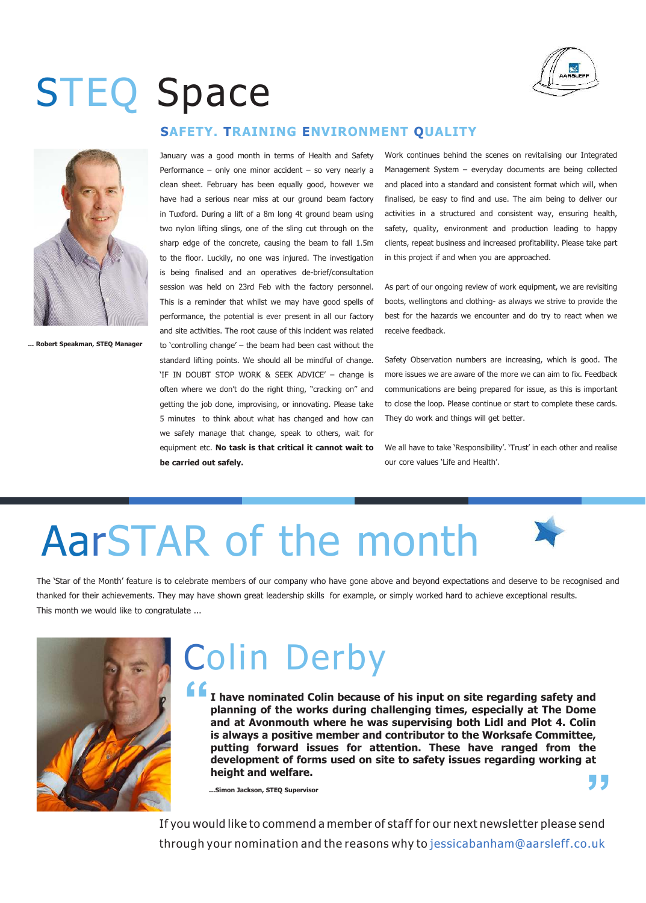# STEQ Space

## SAFETY. TRAINING ENVIRONMENT QUALITY

... Robert Speakman, STEQ Manager

January was a good month in terms of Health and Safety Performance – only one minor accident – so very nearly a clean sheet. February has been equally good, however we have had a serious near miss at our ground beam factory in Tuxford. During a lift of a 8m long 4t ground beam using two nylon lifting slings, one of the sling cut through on the sharp edge of the concrete, causing the beam to fall 1.5m to the floor. Luckily, no one was injured. The investigation is being finalised and an operatives de-brief/consultation session was held on 23rd Feb with the factory personnel. This is a reminder that whilst we may have good spells of performance, the potential is ever present in all our factory and site activities. The root cause of this incident was related to 'controlling change' – the beam had been cast without the standard lifting points. We should all be mindful of change. 'IF IN DOUBT STOP WORK & SEEK ADVICE' – change is often where we don't do the right thing, "cracking on" and getting the job done, improvising, or innovating. Please take 5 minutes to think about what has changed and how can we safely manage that change, speak to others, wait for equipment etc. **No task is that critical it cannot wait to be carried out safely.**

Work continues behind the scenes on revitalising our Integrated Management System – everyday documents are being collected and placed into a standard and consistent format which will, when finalised, be easy to find and use. The aim being to deliver our activities in a structured and consistent way, ensuring health, safety, quality, environment and production leading to happy clients, repeat business and increased profitability. Please take part in this project if and when you are approached.

As part of our ongoing review of work equipment, we are revisiting boots, wellingtons and clothing- as always we strive to provide the best for the hazards we encounter and do try to react when we receive feedback.

Safety Observation numbers are increasing, which is good. The more issues we are aware of the more we can aim to fix. Feedback communications are being prepared for issue, as this is important to close the loop. Please continue or start to complete these cards. They do work and things will get better.

We all have to take 'Responsibility'. 'Trust' in each other and realise our core values 'Life and Health'.

# AarSTAR of the month

The 'Star of the Month' feature is to celebrate members of our company who have gone above and beyond expectations and deserve to be recognised and thanked for their achievements. They may have shown great leadership skills for example, or simply worked hard to achieve exceptional results. This month we would like to congratulate ...

## Colin Derby

**"I have nominated Colin because of his input on site regarding safety and planning of the works during challenging times, especially at The Dome and at Avonmouth where he was supervising both Lidl and Plot 4. Colin is always a positive member and contributor to the Worksafe Committee, putting forward issues for attention. These have ranged from the development of forms used on site to safety issues regarding working at height and welfare."**

**...Simon Jackson, STEQ Supervisor**

If you would like to commend a member of staff for our next newsletter please send through your nomination and the reasons why to jessicabanham@aarsleff.co.uk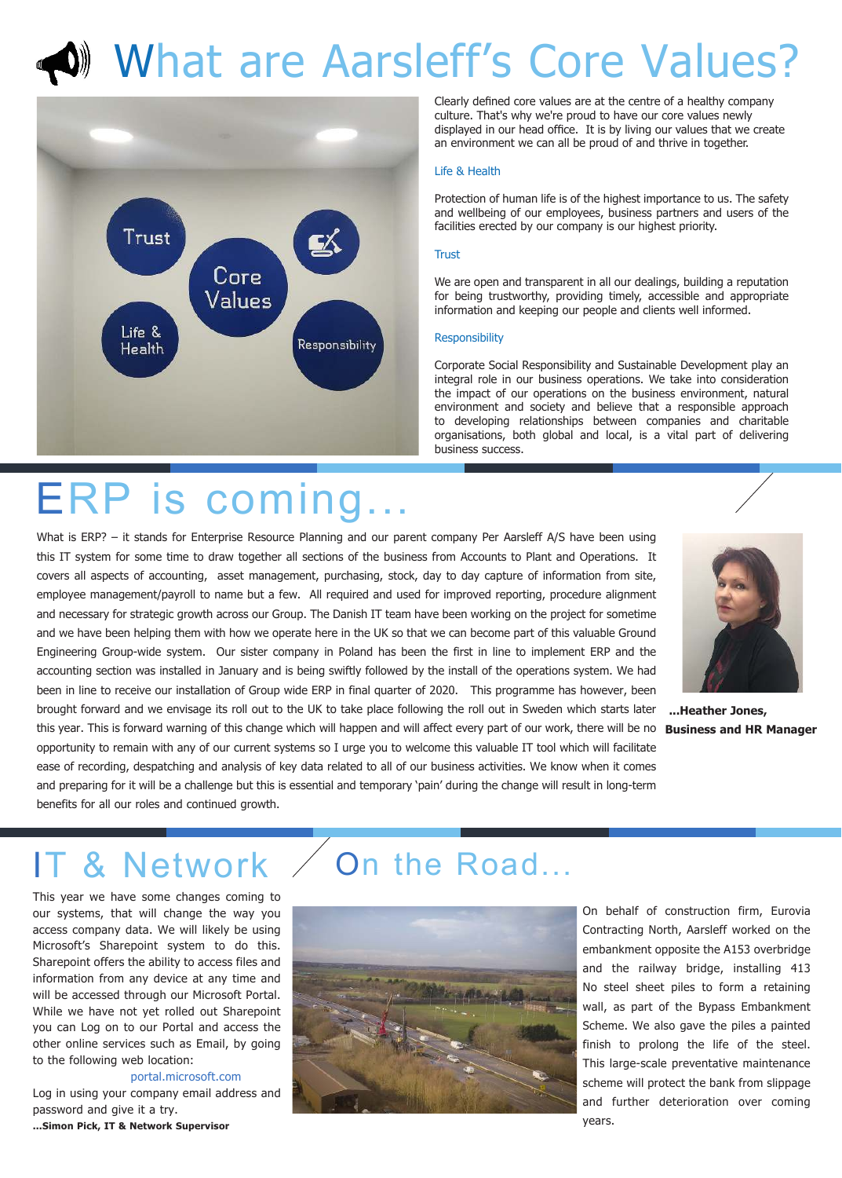# What are Aarsleff's Core Values?

Clearly defined core values are at the centre of a healthy company culture. That's why we're proud to have our core values newly displayed in our head office. It is by living our values that we create an environment we can all be proud of and thrive in together.

### Life & Health

Protection of human life is of the highest importance to us. The safety and wellbeing of our employees, business partners and users of the facilities erected by our company is our highest priority.

### Trust

We are open and transparent in all our dealings, building a reputation for being trustworthy, providing timely, accessible and appropriate information and keeping our people and clients well informed.

### Responsibility

Corporate Social Responsibility and Sustainable Development play an integral role in our business operations. We take into consideration the impact of our operations on the business environment, natural environment and society and believe that a responsible approach to developing relationships between companies and charitable organisations, both global and local, is a vital part of delivering business success.

# ERP is coming...

What is ERP? – it stands for Enterprise Resource Planning and our parent company Per Aarsleff A/S have been using this IT system for some time to draw together all sections of the business from Accounts to Plant and Operations. It covers all aspects of accounting, asset management, purchasing, stock, day to day capture of information from site, employee management/payroll to name but a few. All required and used for improved reporting, procedure alignment and necessary for strategic growth across our Group. The Danish IT team have been working on the project for sometime and we have been helping them with how we operate here in the UK so that we can become part of this valuable Ground Engineering Group-wide system. Our sister company in Poland has been the first in line to implement ERP and the accounting section was installed in January and is being swiftly followed by the install of the operations system. We had been in line to receive our installation of Group wide ERP in final quarter of 2020. This programme has however, been brought forward and we envisage its roll out to the UK to take place following the roll out in Sweden which starts later this year. This is forward warning of this change which will happen and will affect every part of our work, there will be no opportunity to remain with any of our current systems so I urge you to welcome this valuable IT tool which will facilitate ease of recording, despatching and analysis of key data related to all of our business activities. We know when it comes and preparing for it will be a challenge but this is essential and temporary 'pain' during the change will result in long-term benefits for all our roles and continued growth.

**...Heather Jones, Business and HR Manager**

# IT & Network

This year we have some changes coming to our systems, that will change the way you access company data. We will likely be using Microsoft's Sharepoint system to do this. Sharepoint offers the ability to access files and information from any device at any time and will be accessed through our Microsoft Portal. While we have not yet rolled out Sharepoint you can Log on to our Portal and access the other online services such as Email, by going to the following web location:

portal.microsoft.com

Log in using your company email address and password and give it a try.

**...Simon Pick, IT & Network Supervisor**

# On the Road...

On behalf of construction firm, Eurovia Contracting North, Aarsleff worked on the embankment opposite the A153 overbridge and the railway bridge, installing 413 No steel sheet piles to form a retaining wall, as part of the Bypass Embankment Scheme. We also gave the piles a painted finish to prolong the life of the steel. This large-scale preventative maintenance scheme will protect the bank from slippage and further deterioration over coming years.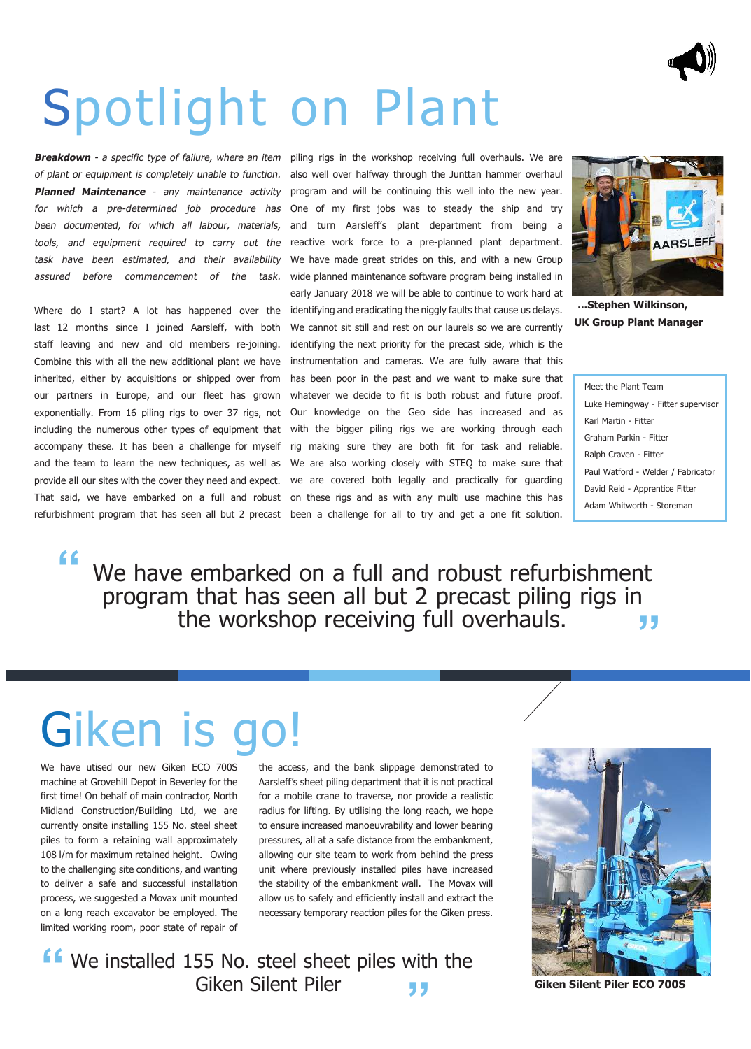# Spotlight on Plant

***Breakdown*** *- a specific type of failure, where an item of plant or equipment is completely unable to function.* ***Planned Maintenance*** *- any maintenance activity for which a pre-determined job procedure has been documented, for which all labour, materials, tools, and equipment required to carry out the task have been estimated, and their availability assured before commencement of the task.*

Where do I start? A lot has happened over the last 12 months since I joined Aarsleff, with both staff leaving and new and old members re-joining. Combine this with all the new additional plant we have inherited, either by acquisitions or shipped over from our partners in Europe, and our fleet has grown exponentially. From 16 piling rigs to over 37 rigs, not including the numerous other types of equipment that accompany these. It has been a challenge for myself and the team to learn the new techniques, as well as provide all our sites with the cover they need and expect. That said, we have embarked on a full and robust refurbishment program that has seen all but 2 precast piling rigs in the workshop receiving full overhauls. We are also well over halfway through the Junttan hammer overhaul program and will be continuing this well into the new year. One of my first jobs was to steady the ship and try and turn Aarsleff's plant department from being a reactive work force to a pre-planned plant department. We have made great strides on this, and with a new Group wide planned maintenance software program being installed in early January 2018 we will be able to continue to work hard at identifying and eradicating the niggly faults that cause us delays. We cannot sit still and rest on our laurels so we are currently identifying the next priority for the precast side, which is the instrumentation and cameras. We are fully aware that this has been poor in the past and we want to make sure that whatever we decide to fit is both robust and future proof. Our knowledge on the Geo side has increased and as with the bigger piling rigs we are working through each rig making sure they are both fit for task and reliable. We are also working closely with STEQ to make sure that we are covered both legally and practically for guarding on these rigs and as with any multi use machine this has been a challenge for all to try and get a one fit solution.

**...Stephen Wilkinson, UK Group Plant Manager**

Meet the Plant Team

- Luke Hemingway - Fitter supervisor
- Karl Martin - Fitter
- Graham Parkin - Fitter
- Ralph Craven - Fitter
- Paul Watford - Welder / Fabricator
- David Reid - Apprentice Fitter
- Adam Whitworth - Storeman

> "We have embarked on a full and robust refurbishment program that has seen all but 2 precast piling rigs in the workshop receiving full overhauls."

# Giken is go!

We have utised our new Giken ECO 700S machine at Grovehill Depot in Beverley for the first time! On behalf of main contractor, North Midland Construction/Building Ltd, we are currently onsite installing 155 No. steel sheet piles to form a retaining wall approximately 108 l/m for maximum retained height. Owing to the challenging site conditions, and wanting to deliver a safe and successful installation process, we suggested a Movax unit mounted on a long reach excavator be employed. The limited working room, poor state of repair of the access, and the bank slippage demonstrated to Aarsleff's sheet piling department that it is not practical for a mobile crane to traverse, nor provide a realistic radius for lifting. By utilising the long reach, we hope to ensure increased manoeuvrability and lower bearing pressures, all at a safe distance from the embankment, allowing our site team to work from behind the press unit where previously installed piles have increased the stability of the embankment wall. The Movax will allow us to safely and efficiently install and extract the necessary temporary reaction piles for the Giken press.

**Giken Silent Piler ECO 700S**

> "We installed 155 No. steel sheet piles with the Giken Silent Piler"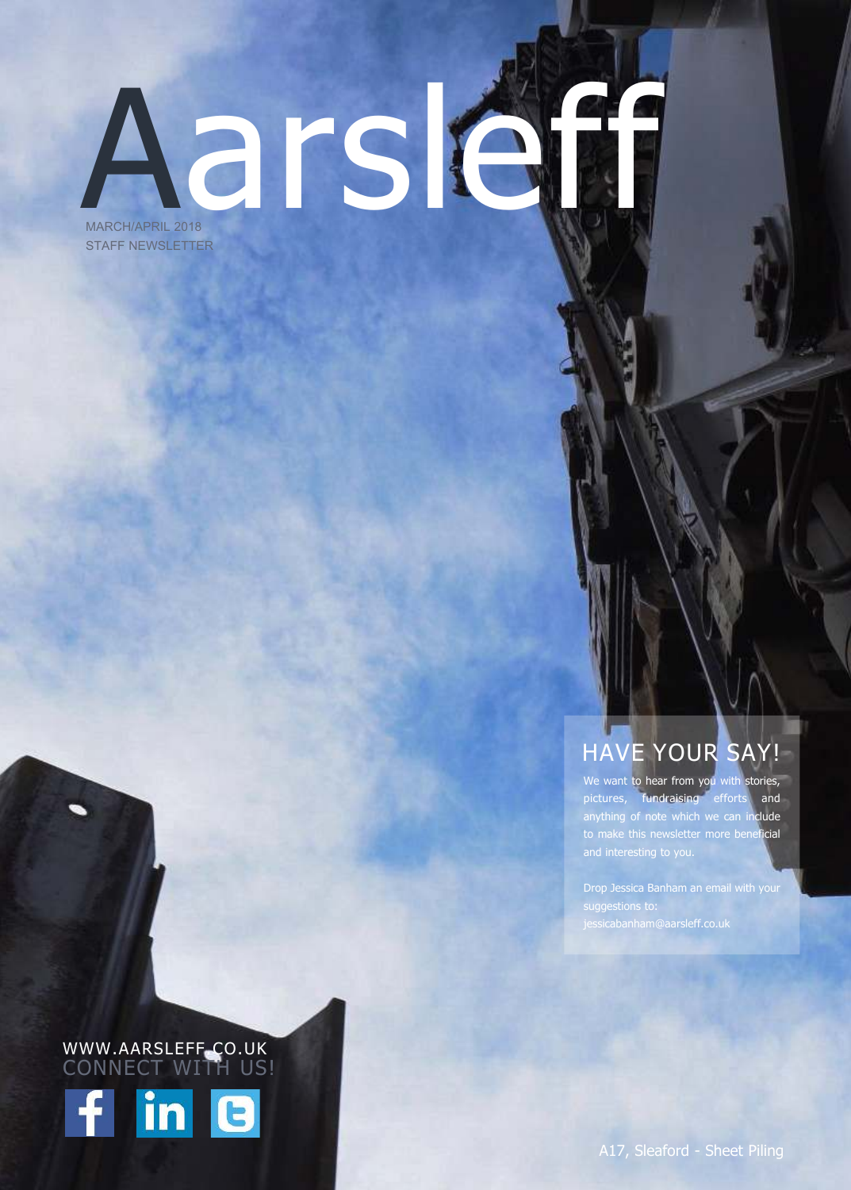# Aarsleff

MARCH/APRIL 2018
STAFF NEWSLETTER

## HAVE YOUR SAY!

We want to hear from you with stories, pictures, fundraising efforts and anything of note which we can include to make this newsletter more beneficial and interesting to you.

Drop Jessica Banham an email with your suggestions to: jessicabanham@aarsleff.co.uk

WWW.AARSLEFF.CO.UK
CONNECT WITH US!

A17, Sleaford - Sheet Piling